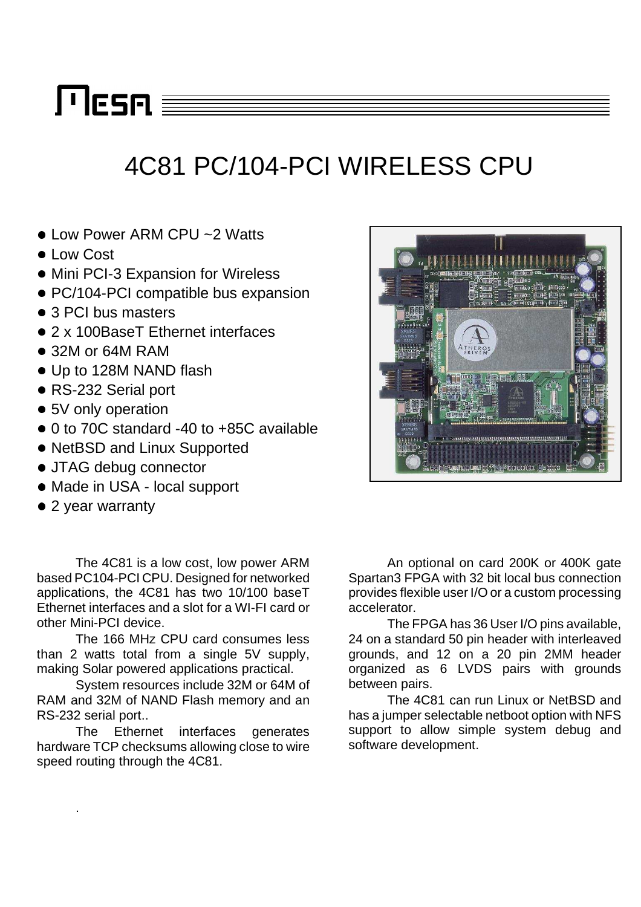MESA

# 4C81 PC/104-PCI WIRELESS CPU

- Low Power ARM CPU ~2 Watts
- Low Cost
- Mini PCI-3 Expansion for Wireless
- PC/104-PCI compatible bus expansion
- 3 PCI bus masters
- 2 x 100BaseT Ethernet interfaces
- 32M or 64M RAM
- Up to 128M NAND flash
- RS-232 Serial port
- 5V only operation
- 0 to 70C standard -40 to +85C available
- NetBSD and Linux Supported
- JTAG debug connector
- Made in USA - local support
- 2 year warranty

The 4C81 is a low cost, low power ARM based PC104-PCI CPU. Designed for networked applications, the 4C81 has two 10/100 baseT Ethernet interfaces and a slot for a WI-FI card or other Mini-PCI device.

The 166 MHz CPU card consumes less than 2 watts total from a single 5V supply, making Solar powered applications practical.

System resources include 32M or 64M of RAM and 32M of NAND Flash memory and an RS-232 serial port..

The Ethernet interfaces generates hardware TCP checksums allowing close to wire speed routing through the 4C81.

.

An optional on card 200K or 400K gate Spartan3 FPGA with 32 bit local bus connection provides flexible user I/O or a custom processing accelerator.

The FPGA has 36 User I/O pins available, 24 on a standard 50 pin header with interleaved grounds, and 12 on a 20 pin 2MM header organized as 6 LVDS pairs with grounds between pairs.

The 4C81 can run Linux or NetBSD and has a jumper selectable netboot option with NFS support to allow simple system debug and software development.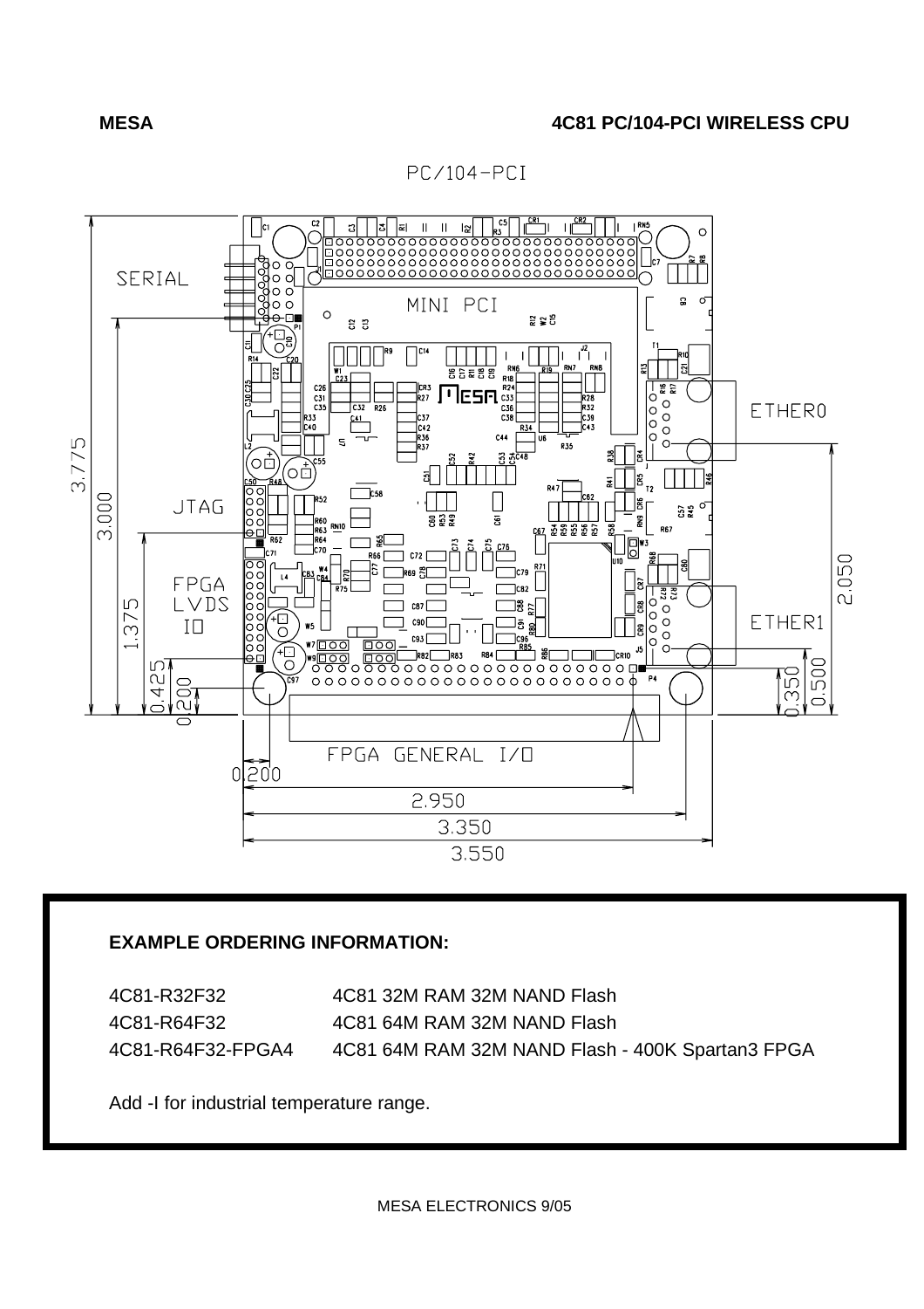PC/104-PCI

SERIAL

JTAG

FPGA
LVDS
IO

MINI PCI

ETHER0

ETHER1

FPGA GENERAL I/O

3.775

3.000

1.375

0.425

0.200

0

2.050

0.500

0.350

0.200

2.950

3.350

3.550

**EXAMPLE ORDERING INFORMATION:**

| | |
|---|---|
| 4C81-R32F32 | 4C81 32M RAM 32M NAND Flash |
| 4C81-R64F32 | 4C81 64M RAM 32M NAND Flash |
| 4C81-R64F32-FPGA4 | 4C81 64M RAM 32M NAND Flash - 400K Spartan3 FPGA |

Add -I for industrial temperature range.